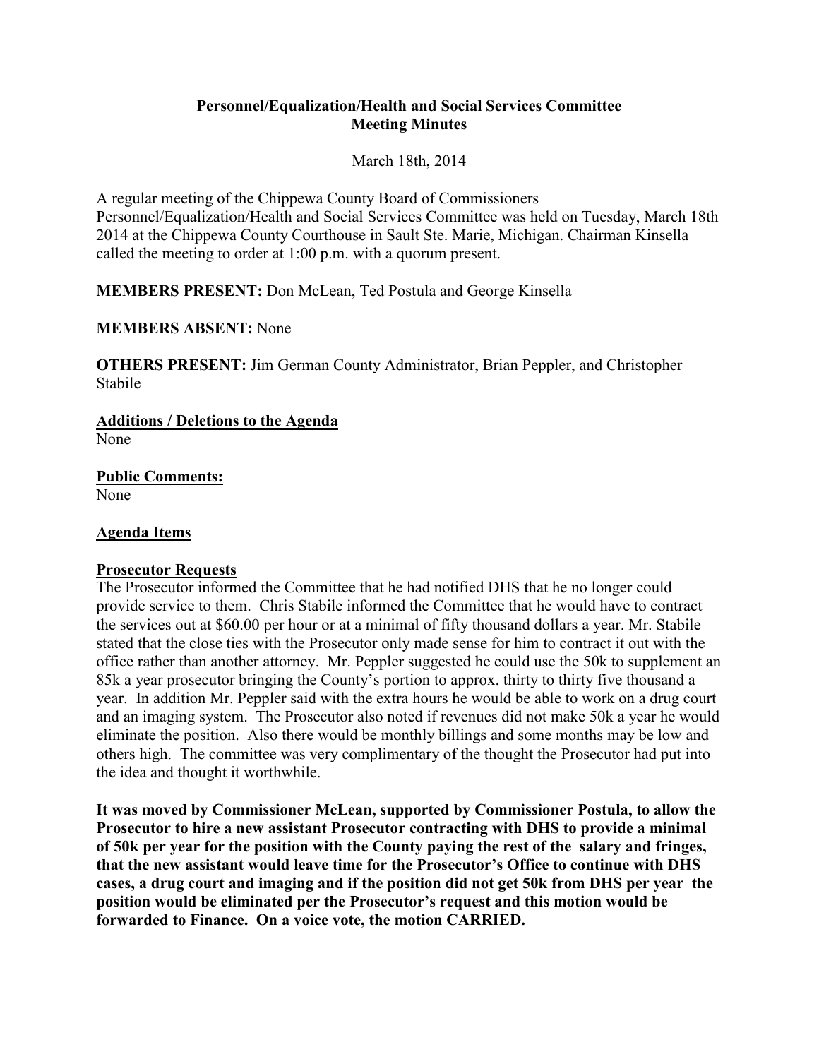**Personnel/Equalization/Health and Social Services Committee**
**Meeting Minutes**

March 18th, 2014

A regular meeting of the Chippewa County Board of Commissioners Personnel/Equalization/Health and Social Services Committee was held on Tuesday, March 18th 2014 at the Chippewa County Courthouse in Sault Ste. Marie, Michigan. Chairman Kinsella called the meeting to order at 1:00 p.m. with a quorum present.

**MEMBERS PRESENT:** Don McLean, Ted Postula and George Kinsella

**MEMBERS ABSENT:** None

**OTHERS PRESENT:** Jim German County Administrator, Brian Peppler, and Christopher Stabile

**Additions / Deletions to the Agenda**
None

**Public Comments:**
None

**Agenda Items**

**Prosecutor Requests**
The Prosecutor informed the Committee that he had notified DHS that he no longer could provide service to them. Chris Stabile informed the Committee that he would have to contract the services out at $60.00 per hour or at a minimal of fifty thousand dollars a year. Mr. Stabile stated that the close ties with the Prosecutor only made sense for him to contract it out with the office rather than another attorney. Mr. Peppler suggested he could use the 50k to supplement an 85k a year prosecutor bringing the County's portion to approx. thirty to thirty five thousand a year. In addition Mr. Peppler said with the extra hours he would be able to work on a drug court and an imaging system. The Prosecutor also noted if revenues did not make 50k a year he would eliminate the position. Also there would be monthly billings and some months may be low and others high. The committee was very complimentary of the thought the Prosecutor had put into the idea and thought it worthwhile.

**It was moved by Commissioner McLean, supported by Commissioner Postula, to allow the Prosecutor to hire a new assistant Prosecutor contracting with DHS to provide a minimal of 50k per year for the position with the County paying the rest of the salary and fringes, that the new assistant would leave time for the Prosecutor's Office to continue with DHS cases, a drug court and imaging and if the position did not get 50k from DHS per year the position would be eliminated per the Prosecutor's request and this motion would be forwarded to Finance. On a voice vote, the motion CARRIED.**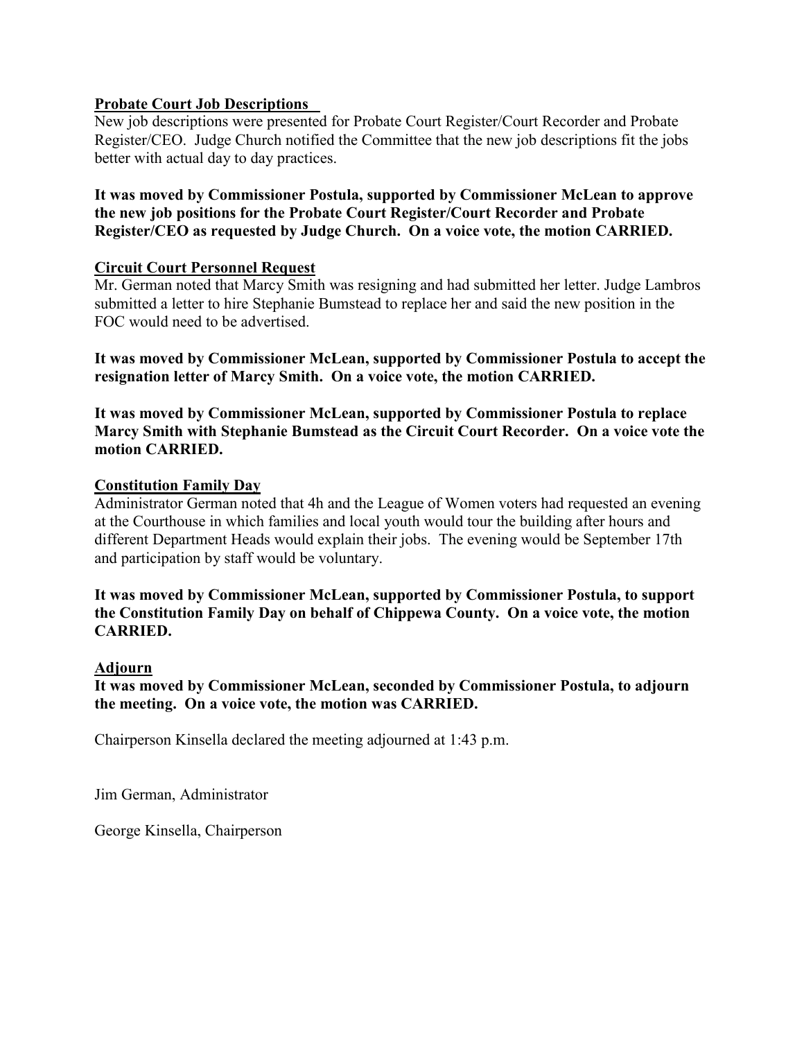**Probate Court Job Descriptions**

New job descriptions were presented for Probate Court Register/Court Recorder and Probate Register/CEO. Judge Church notified the Committee that the new job descriptions fit the jobs better with actual day to day practices.

**It was moved by Commissioner Postula, supported by Commissioner McLean to approve the new job positions for the Probate Court Register/Court Recorder and Probate Register/CEO as requested by Judge Church. On a voice vote, the motion CARRIED.**

**Circuit Court Personnel Request**

Mr. German noted that Marcy Smith was resigning and had submitted her letter. Judge Lambros submitted a letter to hire Stephanie Bumstead to replace her and said the new position in the FOC would need to be advertised.

**It was moved by Commissioner McLean, supported by Commissioner Postula to accept the resignation letter of Marcy Smith. On a voice vote, the motion CARRIED.**

**It was moved by Commissioner McLean, supported by Commissioner Postula to replace Marcy Smith with Stephanie Bumstead as the Circuit Court Recorder. On a voice vote the motion CARRIED.**

**Constitution Family Day**

Administrator German noted that 4h and the League of Women voters had requested an evening at the Courthouse in which families and local youth would tour the building after hours and different Department Heads would explain their jobs. The evening would be September 17th and participation by staff would be voluntary.

**It was moved by Commissioner McLean, supported by Commissioner Postula, to support the Constitution Family Day on behalf of Chippewa County. On a voice vote, the motion CARRIED.**

**Adjourn**

**It was moved by Commissioner McLean, seconded by Commissioner Postula, to adjourn the meeting. On a voice vote, the motion was CARRIED.**

Chairperson Kinsella declared the meeting adjourned at 1:43 p.m.

Jim German, Administrator

George Kinsella, Chairperson